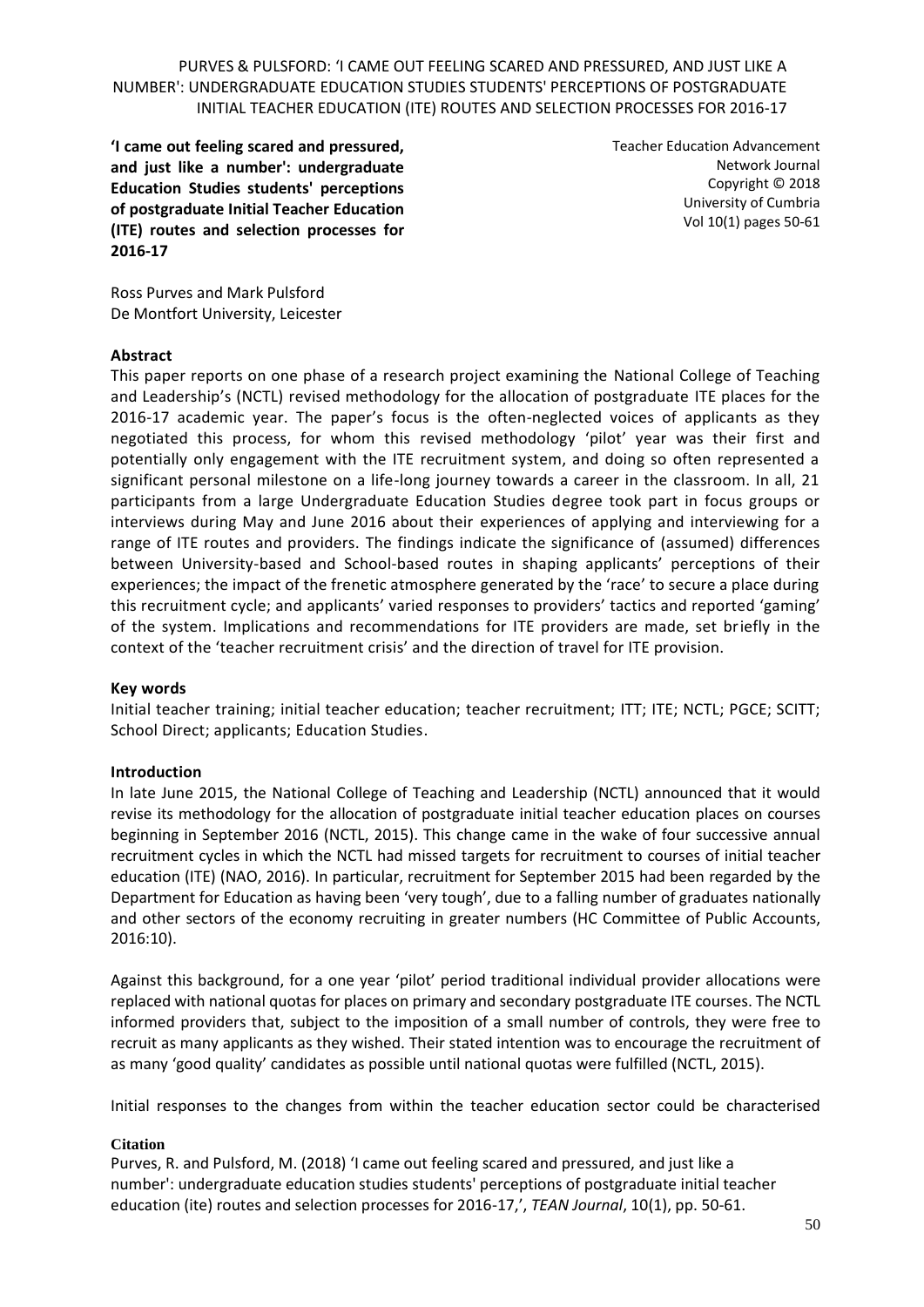# 'I came out feeling scared and pressured, and just like a number': undergraduate Education Studies students' perceptions of postgraduate Initial Teacher Education (ITE) routes and selection processes for 2016-17

Teacher Education Advancement Network Journal
Copyright © 2018
University of Cumbria
Vol 10(1) pages 50-61

Ross Purves and Mark Pulsford
De Montfort University, Leicester

## Abstract

This paper reports on one phase of a research project examining the National College of Teaching and Leadership's (NCTL) revised methodology for the allocation of postgraduate ITE places for the 2016-17 academic year. The paper's focus is the often-neglected voices of applicants as they negotiated this process, for whom this revised methodology 'pilot' year was their first and potentially only engagement with the ITE recruitment system, and doing so often represented a significant personal milestone on a life-long journey towards a career in the classroom. In all, 21 participants from a large Undergraduate Education Studies degree took part in focus groups or interviews during May and June 2016 about their experiences of applying and interviewing for a range of ITE routes and providers. The findings indicate the significance of (assumed) differences between University-based and School-based routes in shaping applicants' perceptions of their experiences; the impact of the frenetic atmosphere generated by the 'race' to secure a place during this recruitment cycle; and applicants' varied responses to providers' tactics and reported 'gaming' of the system. Implications and recommendations for ITE providers are made, set briefly in the context of the 'teacher recruitment crisis' and the direction of travel for ITE provision.

## Key words

Initial teacher training; initial teacher education; teacher recruitment; ITT; ITE; NCTL; PGCE; SCITT; School Direct; applicants; Education Studies.

## Introduction

In late June 2015, the National College of Teaching and Leadership (NCTL) announced that it would revise its methodology for the allocation of postgraduate initial teacher education places on courses beginning in September 2016 (NCTL, 2015). This change came in the wake of four successive annual recruitment cycles in which the NCTL had missed targets for recruitment to courses of initial teacher education (ITE) (NAO, 2016). In particular, recruitment for September 2015 had been regarded by the Department for Education as having been 'very tough', due to a falling number of graduates nationally and other sectors of the economy recruiting in greater numbers (HC Committee of Public Accounts, 2016:10).

Against this background, for a one year 'pilot' period traditional individual provider allocations were replaced with national quotas for places on primary and secondary postgraduate ITE courses. The NCTL informed providers that, subject to the imposition of a small number of controls, they were free to recruit as many applicants as they wished. Their stated intention was to encourage the recruitment of as many 'good quality' candidates as possible until national quotas were fulfilled (NCTL, 2015).

Initial responses to the changes from within the teacher education sector could be characterised

**Citation**

Purves, R. and Pulsford, M. (2018) 'I came out feeling scared and pressured, and just like a number': undergraduate education studies students' perceptions of postgraduate initial teacher education (ite) routes and selection processes for 2016-17,', *TEAN Journal*, 10(1), pp. 50-61.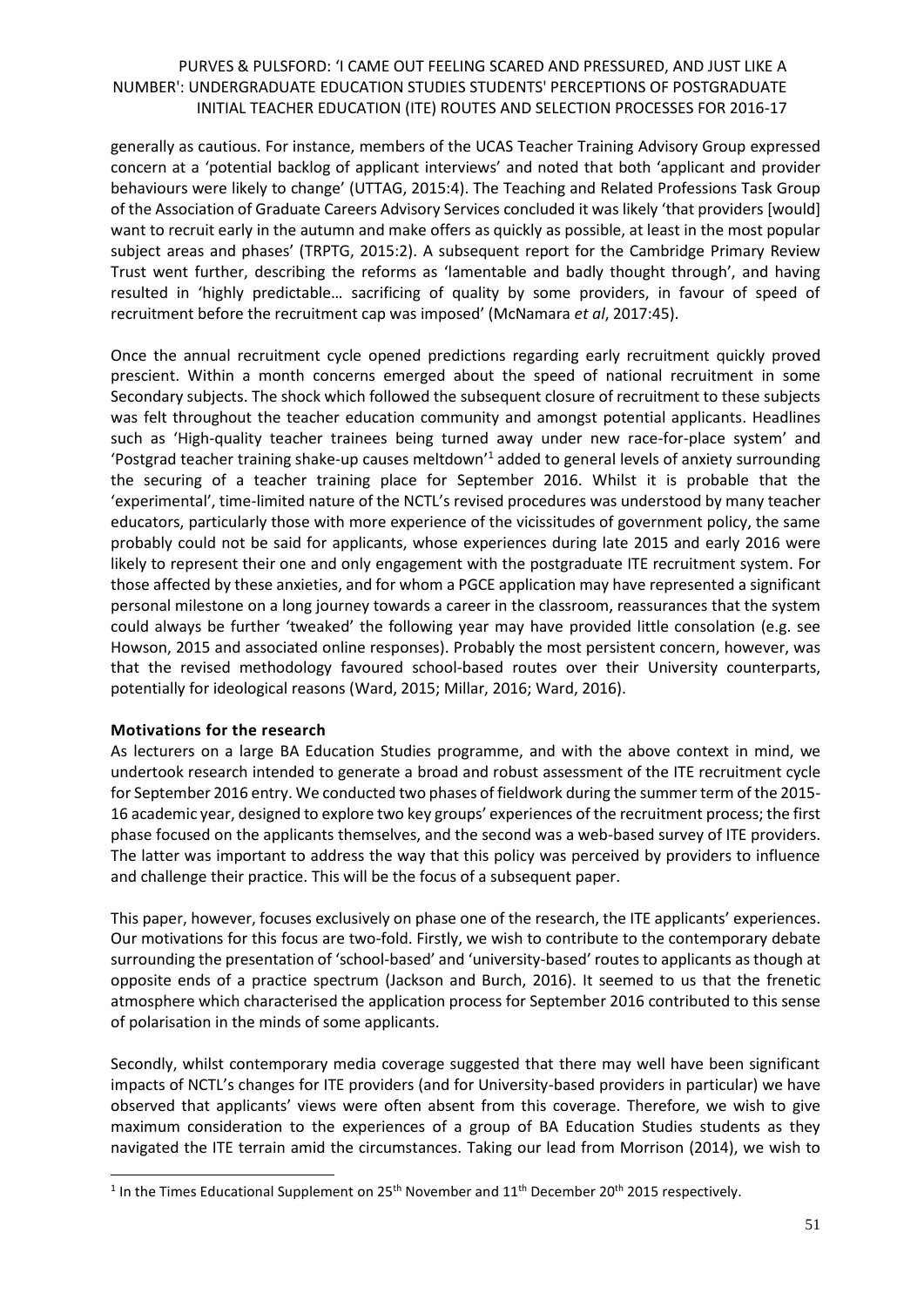generally as cautious. For instance, members of the UCAS Teacher Training Advisory Group expressed concern at a 'potential backlog of applicant interviews' and noted that both 'applicant and provider behaviours were likely to change' (UTTAG, 2015:4). The Teaching and Related Professions Task Group of the Association of Graduate Careers Advisory Services concluded it was likely 'that providers [would] want to recruit early in the autumn and make offers as quickly as possible, at least in the most popular subject areas and phases' (TRPTG, 2015:2). A subsequent report for the Cambridge Primary Review Trust went further, describing the reforms as 'lamentable and badly thought through', and having resulted in 'highly predictable… sacrificing of quality by some providers, in favour of speed of recruitment before the recruitment cap was imposed' (McNamara *et al*, 2017:45).

Once the annual recruitment cycle opened predictions regarding early recruitment quickly proved prescient. Within a month concerns emerged about the speed of national recruitment in some Secondary subjects. The shock which followed the subsequent closure of recruitment to these subjects was felt throughout the teacher education community and amongst potential applicants. Headlines such as 'High-quality teacher trainees being turned away under new race-for-place system' and 'Postgrad teacher training shake-up causes meltdown'[1] added to general levels of anxiety surrounding the securing of a teacher training place for September 2016. Whilst it is probable that the 'experimental', time-limited nature of the NCTL's revised procedures was understood by many teacher educators, particularly those with more experience of the vicissitudes of government policy, the same probably could not be said for applicants, whose experiences during late 2015 and early 2016 were likely to represent their one and only engagement with the postgraduate ITE recruitment system. For those affected by these anxieties, and for whom a PGCE application may have represented a significant personal milestone on a long journey towards a career in the classroom, reassurances that the system could always be further 'tweaked' the following year may have provided little consolation (e.g. see Howson, 2015 and associated online responses). Probably the most persistent concern, however, was that the revised methodology favoured school-based routes over their University counterparts, potentially for ideological reasons (Ward, 2015; Millar, 2016; Ward, 2016).

**Motivations for the research**

As lecturers on a large BA Education Studies programme, and with the above context in mind, we undertook research intended to generate a broad and robust assessment of the ITE recruitment cycle for September 2016 entry. We conducted two phases of fieldwork during the summer term of the 2015-16 academic year, designed to explore two key groups' experiences of the recruitment process; the first phase focused on the applicants themselves, and the second was a web-based survey of ITE providers. The latter was important to address the way that this policy was perceived by providers to influence and challenge their practice. This will be the focus of a subsequent paper.

This paper, however, focuses exclusively on phase one of the research, the ITE applicants' experiences. Our motivations for this focus are two-fold. Firstly, we wish to contribute to the contemporary debate surrounding the presentation of 'school-based' and 'university-based' routes to applicants as though at opposite ends of a practice spectrum (Jackson and Burch, 2016). It seemed to us that the frenetic atmosphere which characterised the application process for September 2016 contributed to this sense of polarisation in the minds of some applicants.

Secondly, whilst contemporary media coverage suggested that there may well have been significant impacts of NCTL's changes for ITE providers (and for University-based providers in particular) we have observed that applicants' views were often absent from this coverage. Therefore, we wish to give maximum consideration to the experiences of a group of BA Education Studies students as they navigated the ITE terrain amid the circumstances. Taking our lead from Morrison (2014), we wish to

[1] In the Times Educational Supplement on 25th November and 11th December 20th 2015 respectively.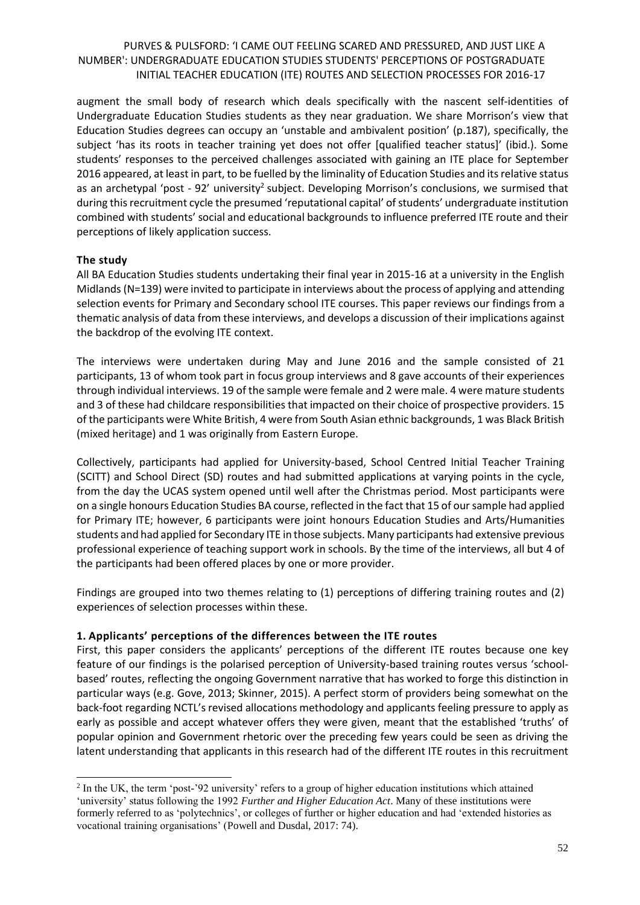augment the small body of research which deals specifically with the nascent self-identities of Undergraduate Education Studies students as they near graduation. We share Morrison's view that Education Studies degrees can occupy an 'unstable and ambivalent position' (p.187), specifically, the subject 'has its roots in teacher training yet does not offer [qualified teacher status]' (ibid.). Some students' responses to the perceived challenges associated with gaining an ITE place for September 2016 appeared, at least in part, to be fuelled by the liminality of Education Studies and its relative status as an archetypal 'post - 92' university[2] subject. Developing Morrison's conclusions, we surmised that during this recruitment cycle the presumed 'reputational capital' of students' undergraduate institution combined with students' social and educational backgrounds to influence preferred ITE route and their perceptions of likely application success.

**The study**

All BA Education Studies students undertaking their final year in 2015-16 at a university in the English Midlands (N=139) were invited to participate in interviews about the process of applying and attending selection events for Primary and Secondary school ITE courses. This paper reviews our findings from a thematic analysis of data from these interviews, and develops a discussion of their implications against the backdrop of the evolving ITE context.

The interviews were undertaken during May and June 2016 and the sample consisted of 21 participants, 13 of whom took part in focus group interviews and 8 gave accounts of their experiences through individual interviews. 19 of the sample were female and 2 were male. 4 were mature students and 3 of these had childcare responsibilities that impacted on their choice of prospective providers. 15 of the participants were White British, 4 were from South Asian ethnic backgrounds, 1 was Black British (mixed heritage) and 1 was originally from Eastern Europe.

Collectively, participants had applied for University-based, School Centred Initial Teacher Training (SCITT) and School Direct (SD) routes and had submitted applications at varying points in the cycle, from the day the UCAS system opened until well after the Christmas period. Most participants were on a single honours Education Studies BA course, reflected in the fact that 15 of our sample had applied for Primary ITE; however, 6 participants were joint honours Education Studies and Arts/Humanities students and had applied for Secondary ITE in those subjects. Many participants had extensive previous professional experience of teaching support work in schools. By the time of the interviews, all but 4 of the participants had been offered places by one or more provider.

Findings are grouped into two themes relating to (1) perceptions of differing training routes and (2) experiences of selection processes within these.

**1. Applicants' perceptions of the differences between the ITE routes**

First, this paper considers the applicants' perceptions of the different ITE routes because one key feature of our findings is the polarised perception of University-based training routes versus 'school-based' routes, reflecting the ongoing Government narrative that has worked to forge this distinction in particular ways (e.g. Gove, 2013; Skinner, 2015). A perfect storm of providers being somewhat on the back-foot regarding NCTL's revised allocations methodology and applicants feeling pressure to apply as early as possible and accept whatever offers they were given, meant that the established 'truths' of popular opinion and Government rhetoric over the preceding few years could be seen as driving the latent understanding that applicants in this research had of the different ITE routes in this recruitment

[2] In the UK, the term 'post-'92 university' refers to a group of higher education institutions which attained 'university' status following the 1992 *Further and Higher Education Act*. Many of these institutions were formerly referred to as 'polytechnics', or colleges of further or higher education and had 'extended histories as vocational training organisations' (Powell and Dusdal, 2017: 74).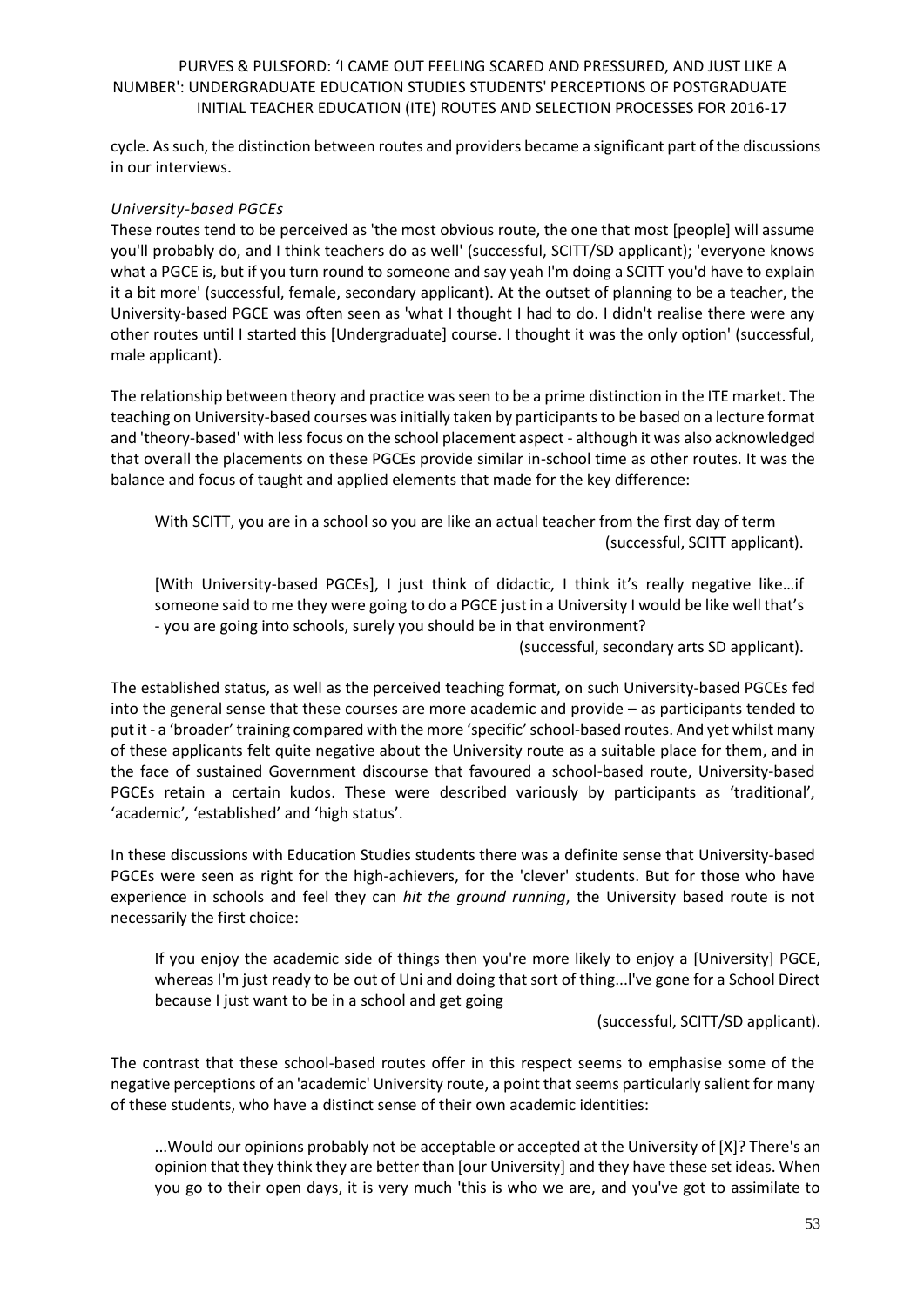cycle. As such, the distinction between routes and providers became a significant part of the discussions in our interviews.

*University-based PGCEs*

These routes tend to be perceived as 'the most obvious route, the one that most [people] will assume you'll probably do, and I think teachers do as well' (successful, SCITT/SD applicant); 'everyone knows what a PGCE is, but if you turn round to someone and say yeah I'm doing a SCITT you'd have to explain it a bit more' (successful, female, secondary applicant). At the outset of planning to be a teacher, the University-based PGCE was often seen as 'what I thought I had to do. I didn't realise there were any other routes until I started this [Undergraduate] course. I thought it was the only option' (successful, male applicant).

The relationship between theory and practice was seen to be a prime distinction in the ITE market. The teaching on University-based courses was initially taken by participants to be based on a lecture format and 'theory-based' with less focus on the school placement aspect - although it was also acknowledged that overall the placements on these PGCEs provide similar in-school time as other routes. It was the balance and focus of taught and applied elements that made for the key difference:

> With SCITT, you are in a school so you are like an actual teacher from the first day of term (successful, SCITT applicant).

> [With University-based PGCEs], I just think of didactic, I think it's really negative like…if someone said to me they were going to do a PGCE just in a University I would be like well that's - you are going into schools, surely you should be in that environment? (successful, secondary arts SD applicant).

The established status, as well as the perceived teaching format, on such University-based PGCEs fed into the general sense that these courses are more academic and provide – as participants tended to put it - a 'broader' training compared with the more 'specific' school-based routes. And yet whilst many of these applicants felt quite negative about the University route as a suitable place for them, and in the face of sustained Government discourse that favoured a school-based route, University-based PGCEs retain a certain kudos. These were described variously by participants as 'traditional', 'academic', 'established' and 'high status'.

In these discussions with Education Studies students there was a definite sense that University-based PGCEs were seen as right for the high-achievers, for the 'clever' students. But for those who have experience in schools and feel they can *hit the ground running*, the University based route is not necessarily the first choice:

> If you enjoy the academic side of things then you're more likely to enjoy a [University] PGCE, whereas I'm just ready to be out of Uni and doing that sort of thing...I've gone for a School Direct because I just want to be in a school and get going (successful, SCITT/SD applicant).

The contrast that these school-based routes offer in this respect seems to emphasise some of the negative perceptions of an 'academic' University route, a point that seems particularly salient for many of these students, who have a distinct sense of their own academic identities:

> ...Would our opinions probably not be acceptable or accepted at the University of [X]? There's an opinion that they think they are better than [our University] and they have these set ideas. When you go to their open days, it is very much 'this is who we are, and you've got to assimilate to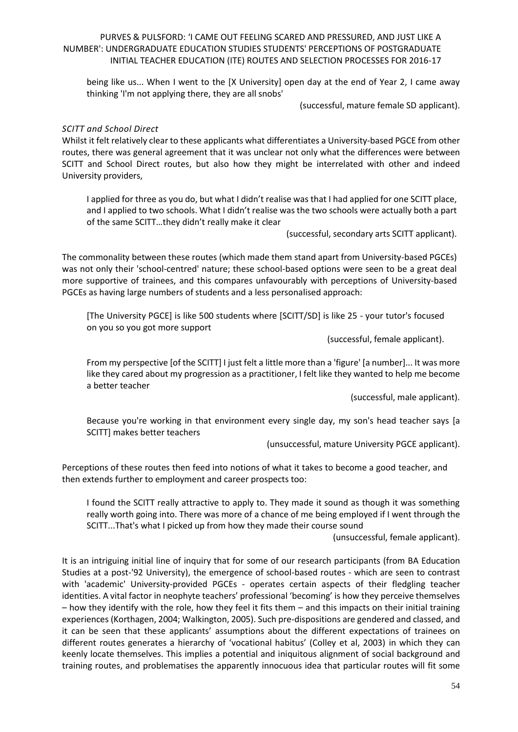> being like us... When I went to the [X University] open day at the end of Year 2, I came away thinking 'I'm not applying there, they are all snobs'
>
> (successful, mature female SD applicant).

*SCITT and School Direct*

Whilst it felt relatively clear to these applicants what differentiates a University-based PGCE from other routes, there was general agreement that it was unclear not only what the differences were between SCITT and School Direct routes, but also how they might be interrelated with other and indeed University providers,

> I applied for three as you do, but what I didn't realise was that I had applied for one SCITT place, and I applied to two schools. What I didn't realise was the two schools were actually both a part of the same SCITT…they didn't really make it clear
>
> (successful, secondary arts SCITT applicant).

The commonality between these routes (which made them stand apart from University-based PGCEs) was not only their 'school-centred' nature; these school-based options were seen to be a great deal more supportive of trainees, and this compares unfavourably with perceptions of University-based PGCEs as having large numbers of students and a less personalised approach:

> [The University PGCE] is like 500 students where [SCITT/SD] is like 25 - your tutor's focused on you so you got more support
>
> (successful, female applicant).

> From my perspective [of the SCITT] I just felt a little more than a 'figure' [a number]... It was more like they cared about my progression as a practitioner, I felt like they wanted to help me become a better teacher
>
> (successful, male applicant).

> Because you're working in that environment every single day, my son's head teacher says [a SCITT] makes better teachers
>
> (unsuccessful, mature University PGCE applicant).

Perceptions of these routes then feed into notions of what it takes to become a good teacher, and then extends further to employment and career prospects too:

> I found the SCITT really attractive to apply to. They made it sound as though it was something really worth going into. There was more of a chance of me being employed if I went through the SCITT...That's what I picked up from how they made their course sound
>
> (unsuccessful, female applicant).

It is an intriguing initial line of inquiry that for some of our research participants (from BA Education Studies at a post-'92 University), the emergence of school-based routes - which are seen to contrast with 'academic' University-provided PGCEs - operates certain aspects of their fledgling teacher identities. A vital factor in neophyte teachers' professional 'becoming' is how they perceive themselves – how they identify with the role, how they feel it fits them – and this impacts on their initial training experiences (Korthagen, 2004; Walkington, 2005). Such pre-dispositions are gendered and classed, and it can be seen that these applicants' assumptions about the different expectations of trainees on different routes generates a hierarchy of 'vocational habitus' (Colley et al, 2003) in which they can keenly locate themselves. This implies a potential and iniquitous alignment of social background and training routes, and problematises the apparently innocuous idea that particular routes will fit some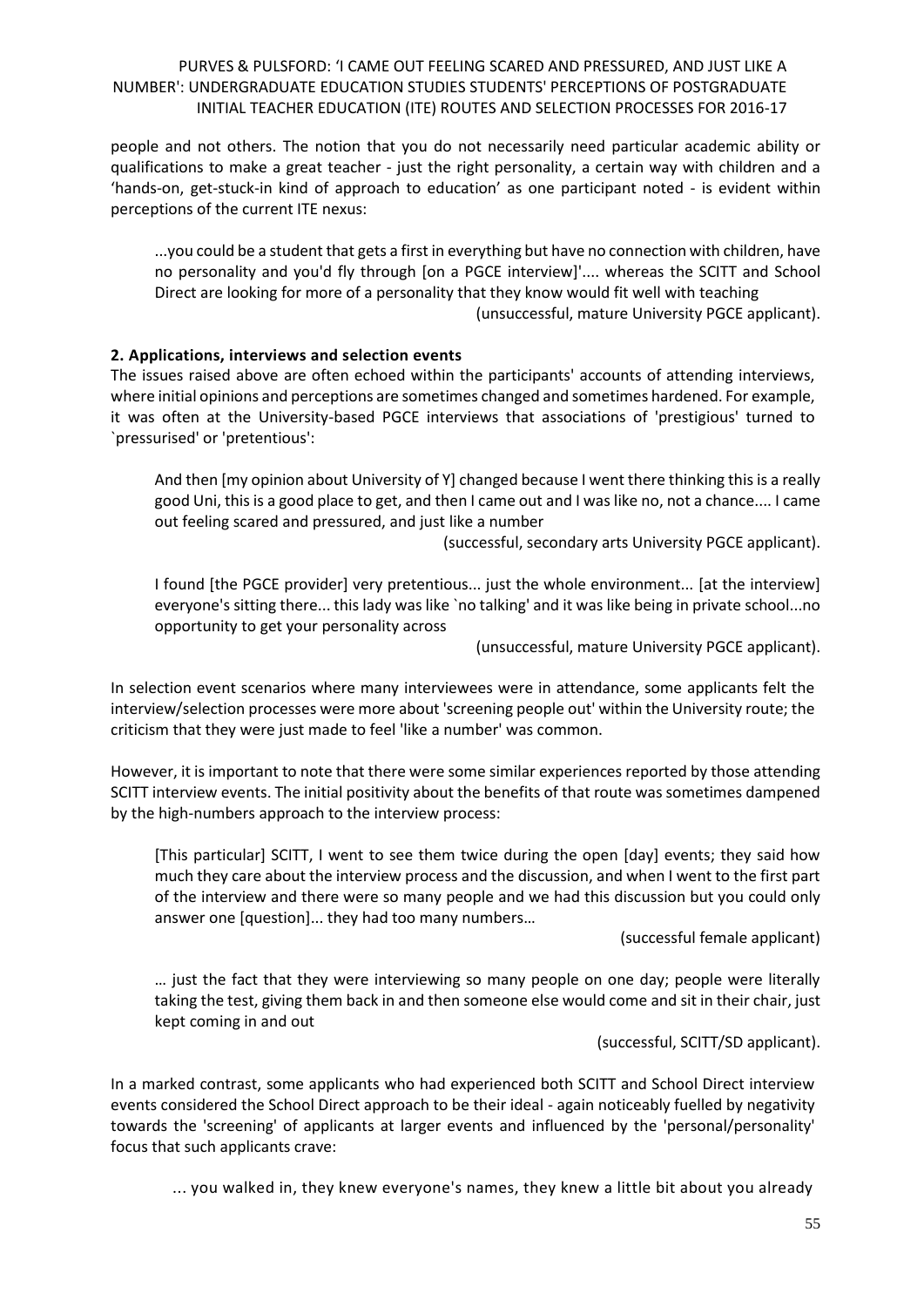people and not others. The notion that you do not necessarily need particular academic ability or qualifications to make a great teacher - just the right personality, a certain way with children and a 'hands-on, get-stuck-in kind of approach to education' as one participant noted - is evident within perceptions of the current ITE nexus:

> ...you could be a student that gets a first in everything but have no connection with children, have no personality and you'd fly through [on a PGCE interview]'.... whereas the SCITT and School Direct are looking for more of a personality that they know would fit well with teaching
>
> (unsuccessful, mature University PGCE applicant).

**2. Applications, interviews and selection events**

The issues raised above are often echoed within the participants' accounts of attending interviews, where initial opinions and perceptions are sometimes changed and sometimes hardened. For example, it was often at the University-based PGCE interviews that associations of 'prestigious' turned to `pressurised' or 'pretentious':

> And then [my opinion about University of Y] changed because I went there thinking this is a really good Uni, this is a good place to get, and then I came out and I was like no, not a chance.... I came out feeling scared and pressured, and just like a number
>
> (successful, secondary arts University PGCE applicant).

> I found [the PGCE provider] very pretentious... just the whole environment... [at the interview] everyone's sitting there... this lady was like `no talking' and it was like being in private school...no opportunity to get your personality across
>
> (unsuccessful, mature University PGCE applicant).

In selection event scenarios where many interviewees were in attendance, some applicants felt the interview/selection processes were more about 'screening people out' within the University route; the criticism that they were just made to feel 'like a number' was common.

However, it is important to note that there were some similar experiences reported by those attending SCITT interview events. The initial positivity about the benefits of that route was sometimes dampened by the high-numbers approach to the interview process:

> [This particular] SCITT, I went to see them twice during the open [day] events; they said how much they care about the interview process and the discussion, and when I went to the first part of the interview and there were so many people and we had this discussion but you could only answer one [question]... they had too many numbers…
>
> (successful female applicant)

> … just the fact that they were interviewing so many people on one day; people were literally taking the test, giving them back in and then someone else would come and sit in their chair, just kept coming in and out
>
> (successful, SCITT/SD applicant).

In a marked contrast, some applicants who had experienced both SCITT and School Direct interview events considered the School Direct approach to be their ideal - again noticeably fuelled by negativity towards the 'screening' of applicants at larger events and influenced by the 'personal/personality' focus that such applicants crave:

> ... you walked in, they knew everyone's names, they knew a little bit about you already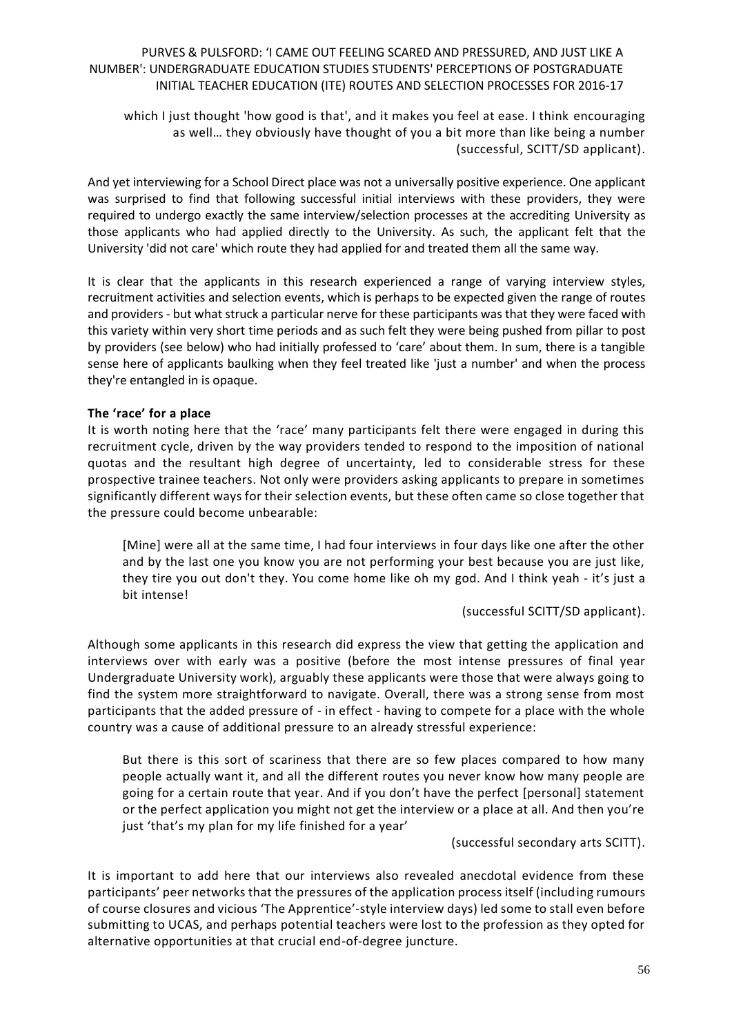> which I just thought 'how good is that', and it makes you feel at ease. I think encouraging as well… they obviously have thought of you a bit more than like being a number (successful, SCITT/SD applicant).

And yet interviewing for a School Direct place was not a universally positive experience. One applicant was surprised to find that following successful initial interviews with these providers, they were required to undergo exactly the same interview/selection processes at the accrediting University as those applicants who had applied directly to the University. As such, the applicant felt that the University 'did not care' which route they had applied for and treated them all the same way.

It is clear that the applicants in this research experienced a range of varying interview styles, recruitment activities and selection events, which is perhaps to be expected given the range of routes and providers - but what struck a particular nerve for these participants was that they were faced with this variety within very short time periods and as such felt they were being pushed from pillar to post by providers (see below) who had initially professed to 'care' about them. In sum, there is a tangible sense here of applicants baulking when they feel treated like 'just a number' and when the process they're entangled in is opaque.

**The 'race' for a place**

It is worth noting here that the 'race' many participants felt there were engaged in during this recruitment cycle, driven by the way providers tended to respond to the imposition of national quotas and the resultant high degree of uncertainty, led to considerable stress for these prospective trainee teachers. Not only were providers asking applicants to prepare in sometimes significantly different ways for their selection events, but these often came so close together that the pressure could become unbearable:

> [Mine] were all at the same time, I had four interviews in four days like one after the other and by the last one you know you are not performing your best because you are just like, they tire you out don't they. You come home like oh my god. And I think yeah - it's just a bit intense!
>
> (successful SCITT/SD applicant).

Although some applicants in this research did express the view that getting the application and interviews over with early was a positive (before the most intense pressures of final year Undergraduate University work), arguably these applicants were those that were always going to find the system more straightforward to navigate. Overall, there was a strong sense from most participants that the added pressure of - in effect - having to compete for a place with the whole country was a cause of additional pressure to an already stressful experience:

> But there is this sort of scariness that there are so few places compared to how many people actually want it, and all the different routes you never know how many people are going for a certain route that year. And if you don't have the perfect [personal] statement or the perfect application you might not get the interview or a place at all. And then you're just 'that's my plan for my life finished for a year'
>
> (successful secondary arts SCITT).

It is important to add here that our interviews also revealed anecdotal evidence from these participants' peer networks that the pressures of the application process itself (including rumours of course closures and vicious 'The Apprentice'-style interview days) led some to stall even before submitting to UCAS, and perhaps potential teachers were lost to the profession as they opted for alternative opportunities at that crucial end-of-degree juncture.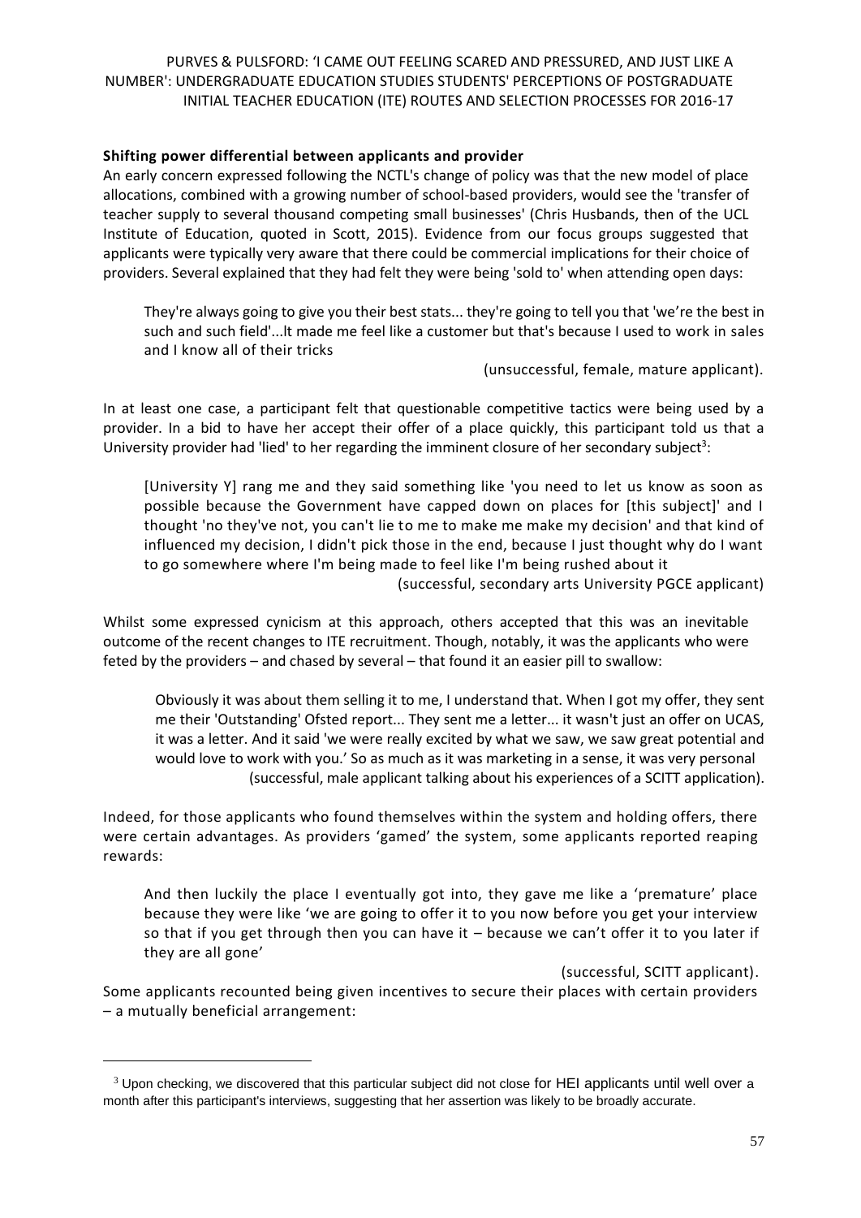**Shifting power differential between applicants and provider**

An early concern expressed following the NCTL's change of policy was that the new model of place allocations, combined with a growing number of school-based providers, would see the 'transfer of teacher supply to several thousand competing small businesses' (Chris Husbands, then of the UCL Institute of Education, quoted in Scott, 2015). Evidence from our focus groups suggested that applicants were typically very aware that there could be commercial implications for their choice of providers. Several explained that they had felt they were being 'sold to' when attending open days:

> They're always going to give you their best stats... they're going to tell you that 'we're the best in such and such field'...It made me feel like a customer but that's because I used to work in sales and I know all of their tricks
>
> (unsuccessful, female, mature applicant).

In at least one case, a participant felt that questionable competitive tactics were being used by a provider. In a bid to have her accept their offer of a place quickly, this participant told us that a University provider had 'lied' to her regarding the imminent closure of her secondary subject[3]:

> [University Y] rang me and they said something like 'you need to let us know as soon as possible because the Government have capped down on places for [this subject]' and I thought 'no they've not, you can't lie to me to make me make my decision' and that kind of influenced my decision, I didn't pick those in the end, because I just thought why do I want to go somewhere where I'm being made to feel like I'm being rushed about it
>
> (successful, secondary arts University PGCE applicant)

Whilst some expressed cynicism at this approach, others accepted that this was an inevitable outcome of the recent changes to ITE recruitment. Though, notably, it was the applicants who were feted by the providers – and chased by several – that found it an easier pill to swallow:

> Obviously it was about them selling it to me, I understand that. When I got my offer, they sent me their 'Outstanding' Ofsted report... They sent me a letter... it wasn't just an offer on UCAS, it was a letter. And it said 'we were really excited by what we saw, we saw great potential and would love to work with you.' So as much as it was marketing in a sense, it was very personal
>
> (successful, male applicant talking about his experiences of a SCITT application).

Indeed, for those applicants who found themselves within the system and holding offers, there were certain advantages. As providers 'gamed' the system, some applicants reported reaping rewards:

> And then luckily the place I eventually got into, they gave me like a 'premature' place because they were like 'we are going to offer it to you now before you get your interview so that if you get through then you can have it – because we can't offer it to you later if they are all gone'
>
> (successful, SCITT applicant).

Some applicants recounted being given incentives to secure their places with certain providers – a mutually beneficial arrangement:

---

[3] Upon checking, we discovered that this particular subject did not close for HEI applicants until well over a month after this participant's interviews, suggesting that her assertion was likely to be broadly accurate.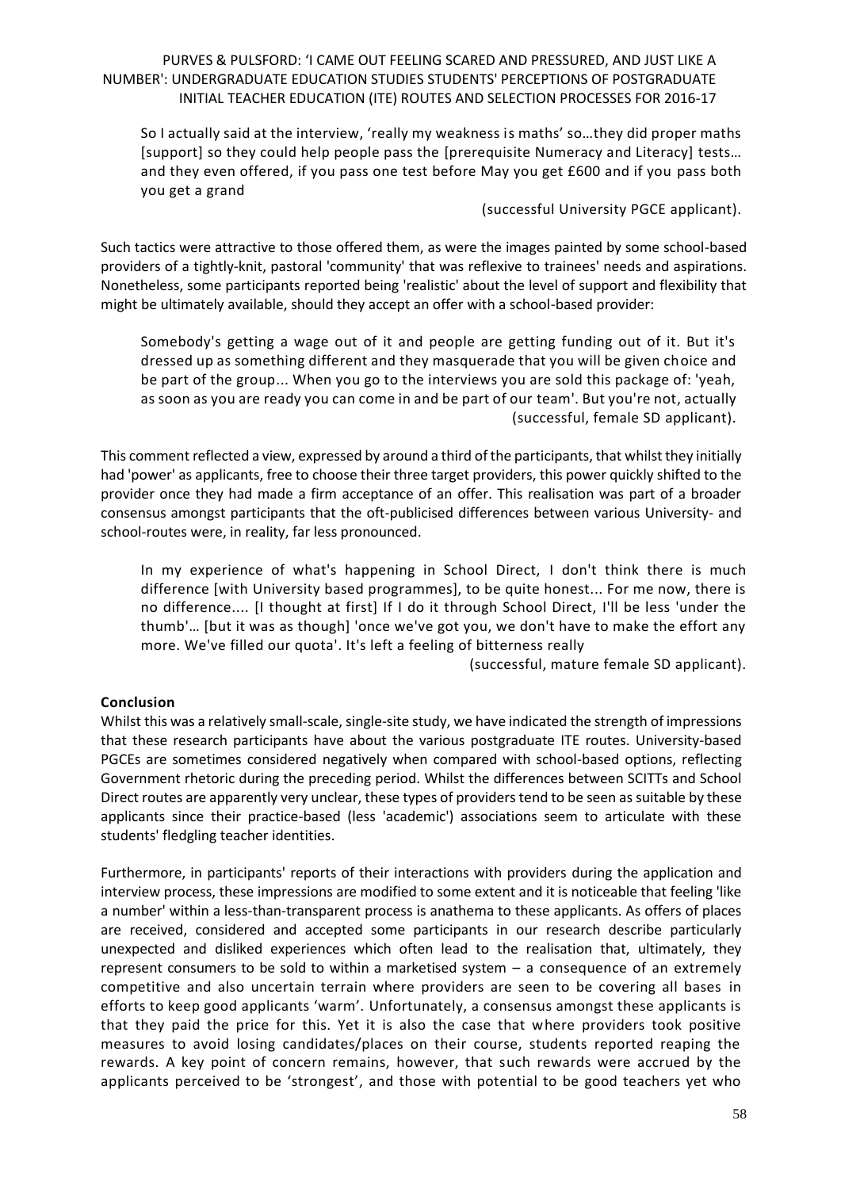> So I actually said at the interview, 'really my weakness is maths' so…they did proper maths [support] so they could help people pass the [prerequisite Numeracy and Literacy] tests… and they even offered, if you pass one test before May you get £600 and if you pass both you get a grand
>
> (successful University PGCE applicant).

Such tactics were attractive to those offered them, as were the images painted by some school-based providers of a tightly-knit, pastoral 'community' that was reflexive to trainees' needs and aspirations. Nonetheless, some participants reported being 'realistic' about the level of support and flexibility that might be ultimately available, should they accept an offer with a school-based provider:

> Somebody's getting a wage out of it and people are getting funding out of it. But it's dressed up as something different and they masquerade that you will be given choice and be part of the group... When you go to the interviews you are sold this package of: 'yeah, as soon as you are ready you can come in and be part of our team'. But you're not, actually
>
> (successful, female SD applicant).

This comment reflected a view, expressed by around a third of the participants, that whilst they initially had 'power' as applicants, free to choose their three target providers, this power quickly shifted to the provider once they had made a firm acceptance of an offer. This realisation was part of a broader consensus amongst participants that the oft-publicised differences between various University- and school-routes were, in reality, far less pronounced.

> In my experience of what's happening in School Direct, I don't think there is much difference [with University based programmes], to be quite honest... For me now, there is no difference.... [I thought at first] If I do it through School Direct, I'll be less 'under the thumb'… [but it was as though] 'once we've got you, we don't have to make the effort any more. We've filled our quota'. It's left a feeling of bitterness really
>
> (successful, mature female SD applicant).

**Conclusion**

Whilst this was a relatively small-scale, single-site study, we have indicated the strength of impressions that these research participants have about the various postgraduate ITE routes. University-based PGCEs are sometimes considered negatively when compared with school-based options, reflecting Government rhetoric during the preceding period. Whilst the differences between SCITTs and School Direct routes are apparently very unclear, these types of providers tend to be seen as suitable by these applicants since their practice-based (less 'academic') associations seem to articulate with these students' fledgling teacher identities.

Furthermore, in participants' reports of their interactions with providers during the application and interview process, these impressions are modified to some extent and it is noticeable that feeling 'like a number' within a less-than-transparent process is anathema to these applicants. As offers of places are received, considered and accepted some participants in our research describe particularly unexpected and disliked experiences which often lead to the realisation that, ultimately, they represent consumers to be sold to within a marketised system – a consequence of an extremely competitive and also uncertain terrain where providers are seen to be covering all bases in efforts to keep good applicants 'warm'. Unfortunately, a consensus amongst these applicants is that they paid the price for this. Yet it is also the case that where providers took positive measures to avoid losing candidates/places on their course, students reported reaping the rewards. A key point of concern remains, however, that such rewards were accrued by the applicants perceived to be 'strongest', and those with potential to be good teachers yet who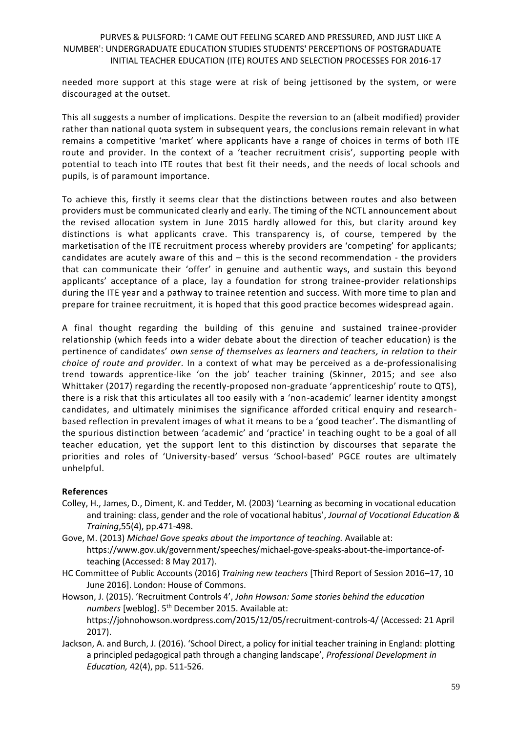needed more support at this stage were at risk of being jettisoned by the system, or were discouraged at the outset.

This all suggests a number of implications. Despite the reversion to an (albeit modified) provider rather than national quota system in subsequent years, the conclusions remain relevant in what remains a competitive 'market' where applicants have a range of choices in terms of both ITE route and provider. In the context of a 'teacher recruitment crisis', supporting people with potential to teach into ITE routes that best fit their needs, and the needs of local schools and pupils, is of paramount importance.

To achieve this, firstly it seems clear that the distinctions between routes and also between providers must be communicated clearly and early. The timing of the NCTL announcement about the revised allocation system in June 2015 hardly allowed for this, but clarity around key distinctions is what applicants crave. This transparency is, of course, tempered by the marketisation of the ITE recruitment process whereby providers are 'competing' for applicants; candidates are acutely aware of this and – this is the second recommendation - the providers that can communicate their 'offer' in genuine and authentic ways, and sustain this beyond applicants' acceptance of a place, lay a foundation for strong trainee-provider relationships during the ITE year and a pathway to trainee retention and success. With more time to plan and prepare for trainee recruitment, it is hoped that this good practice becomes widespread again.

A final thought regarding the building of this genuine and sustained trainee-provider relationship (which feeds into a wider debate about the direction of teacher education) is the pertinence of candidates' *own sense of themselves as learners and teachers, in relation to their choice of route and provider*. In a context of what may be perceived as a de-professionalising trend towards apprentice-like 'on the job' teacher training (Skinner, 2015; and see also Whittaker (2017) regarding the recently-proposed non-graduate 'apprenticeship' route to QTS), there is a risk that this articulates all too easily with a 'non-academic' learner identity amongst candidates, and ultimately minimises the significance afforded critical enquiry and research-based reflection in prevalent images of what it means to be a 'good teacher'. The dismantling of the spurious distinction between 'academic' and 'practice' in teaching ought to be a goal of all teacher education, yet the support lent to this distinction by discourses that separate the priorities and roles of 'University-based' versus 'School-based' PGCE routes are ultimately unhelpful.

## References

Colley, H., James, D., Diment, K. and Tedder, M. (2003) 'Learning as becoming in vocational education and training: class, gender and the role of vocational habitus', *Journal of Vocational Education & Training*,55(4), pp.471-498.

Gove, M. (2013) *Michael Gove speaks about the importance of teaching.* Available at: https://www.gov.uk/government/speeches/michael-gove-speaks-about-the-importance-of-teaching (Accessed: 8 May 2017).

HC Committee of Public Accounts (2016) *Training new teachers* [Third Report of Session 2016–17, 10 June 2016]. London: House of Commons.

Howson, J. (2015). 'Recruitment Controls 4', *John Howson: Some stories behind the education numbers* [weblog]. 5th December 2015. Available at: https://johnohowson.wordpress.com/2015/12/05/recruitment-controls-4/ (Accessed: 21 April 2017).

Jackson, A. and Burch, J. (2016). 'School Direct, a policy for initial teacher training in England: plotting a principled pedagogical path through a changing landscape', *Professional Development in Education,* 42(4), pp. 511-526.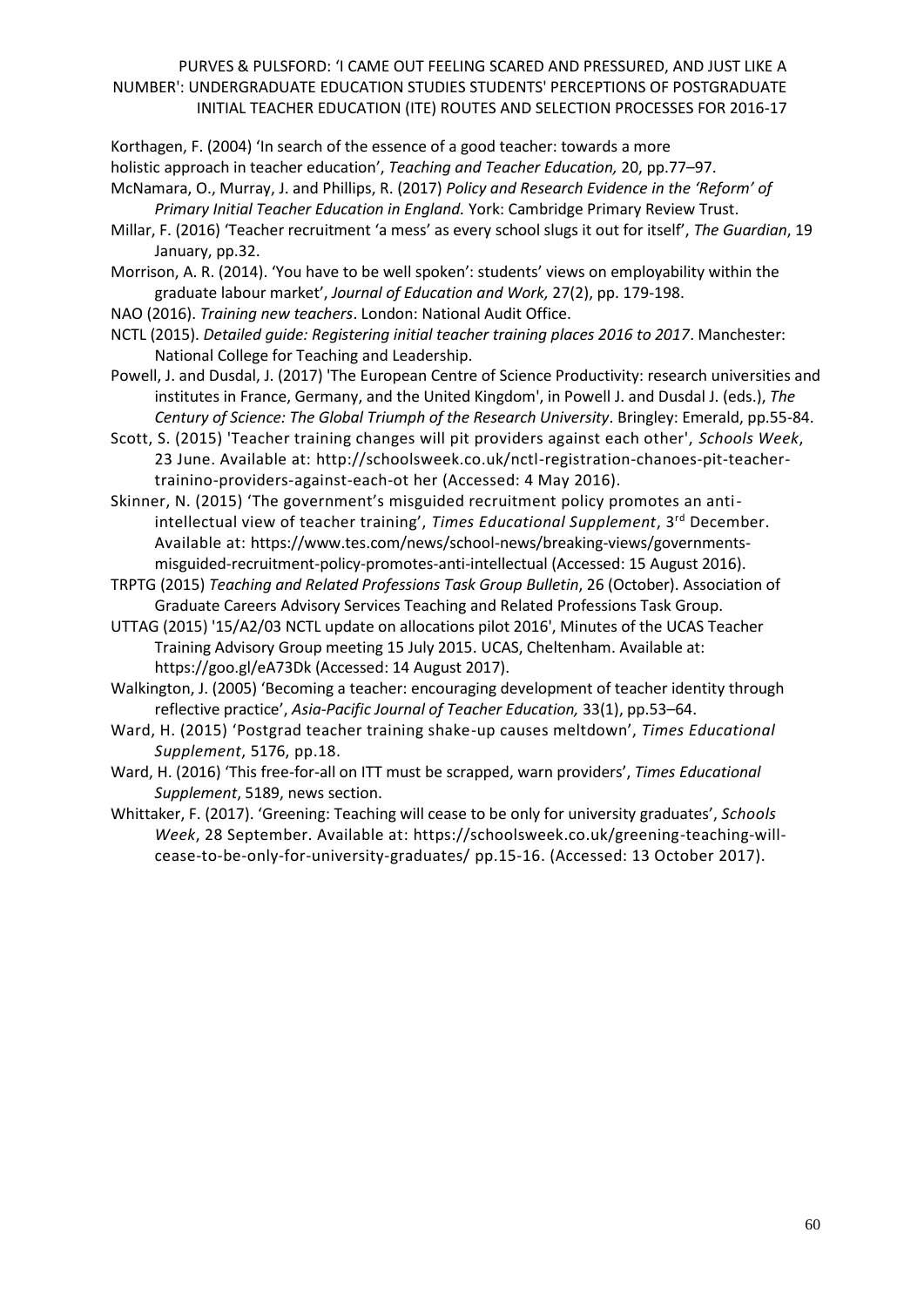Korthagen, F. (2004) 'In search of the essence of a good teacher: towards a more holistic approach in teacher education', *Teaching and Teacher Education,* 20, pp.77–97.

McNamara, O., Murray, J. and Phillips, R. (2017) *Policy and Research Evidence in the 'Reform' of Primary Initial Teacher Education in England.* York: Cambridge Primary Review Trust.

Millar, F. (2016) 'Teacher recruitment 'a mess' as every school slugs it out for itself', *The Guardian*, 19 January, pp.32.

Morrison, A. R. (2014). 'You have to be well spoken': students' views on employability within the graduate labour market', *Journal of Education and Work,* 27(2), pp. 179-198.

NAO (2016). *Training new teachers*. London: National Audit Office.

NCTL (2015). *Detailed guide: Registering initial teacher training places 2016 to 2017*. Manchester: National College for Teaching and Leadership.

Powell, J. and Dusdal, J. (2017) 'The European Centre of Science Productivity: research universities and institutes in France, Germany, and the United Kingdom', in Powell J. and Dusdal J. (eds.), *The Century of Science: The Global Triumph of the Research University*. Bringley: Emerald, pp.55-84.

Scott, S. (2015) 'Teacher training changes will pit providers against each other', *Schools Week*, 23 June. Available at: http://schoolsweek.co.uk/nctl-registration-chanoes-pit-teacher-trainino-providers-against-each-ot her (Accessed: 4 May 2016).

Skinner, N. (2015) 'The government's misguided recruitment policy promotes an anti-intellectual view of teacher training', *Times Educational Supplement*, 3rd December. Available at: https://www.tes.com/news/school-news/breaking-views/governments-misguided-recruitment-policy-promotes-anti-intellectual (Accessed: 15 August 2016).

TRPTG (2015) *Teaching and Related Professions Task Group Bulletin*, 26 (October). Association of Graduate Careers Advisory Services Teaching and Related Professions Task Group.

UTTAG (2015) '15/A2/03 NCTL update on allocations pilot 2016', Minutes of the UCAS Teacher Training Advisory Group meeting 15 July 2015. UCAS, Cheltenham. Available at: https://goo.gl/eA73Dk (Accessed: 14 August 2017).

Walkington, J. (2005) 'Becoming a teacher: encouraging development of teacher identity through reflective practice', *Asia-Pacific Journal of Teacher Education,* 33(1), pp.53–64.

Ward, H. (2015) 'Postgrad teacher training shake-up causes meltdown', *Times Educational Supplement*, 5176, pp.18.

Ward, H. (2016) 'This free-for-all on ITT must be scrapped, warn providers', *Times Educational Supplement*, 5189, news section.

Whittaker, F. (2017). 'Greening: Teaching will cease to be only for university graduates', *Schools Week*, 28 September. Available at: https://schoolsweek.co.uk/greening-teaching-will-cease-to-be-only-for-university-graduates/ pp.15-16. (Accessed: 13 October 2017).